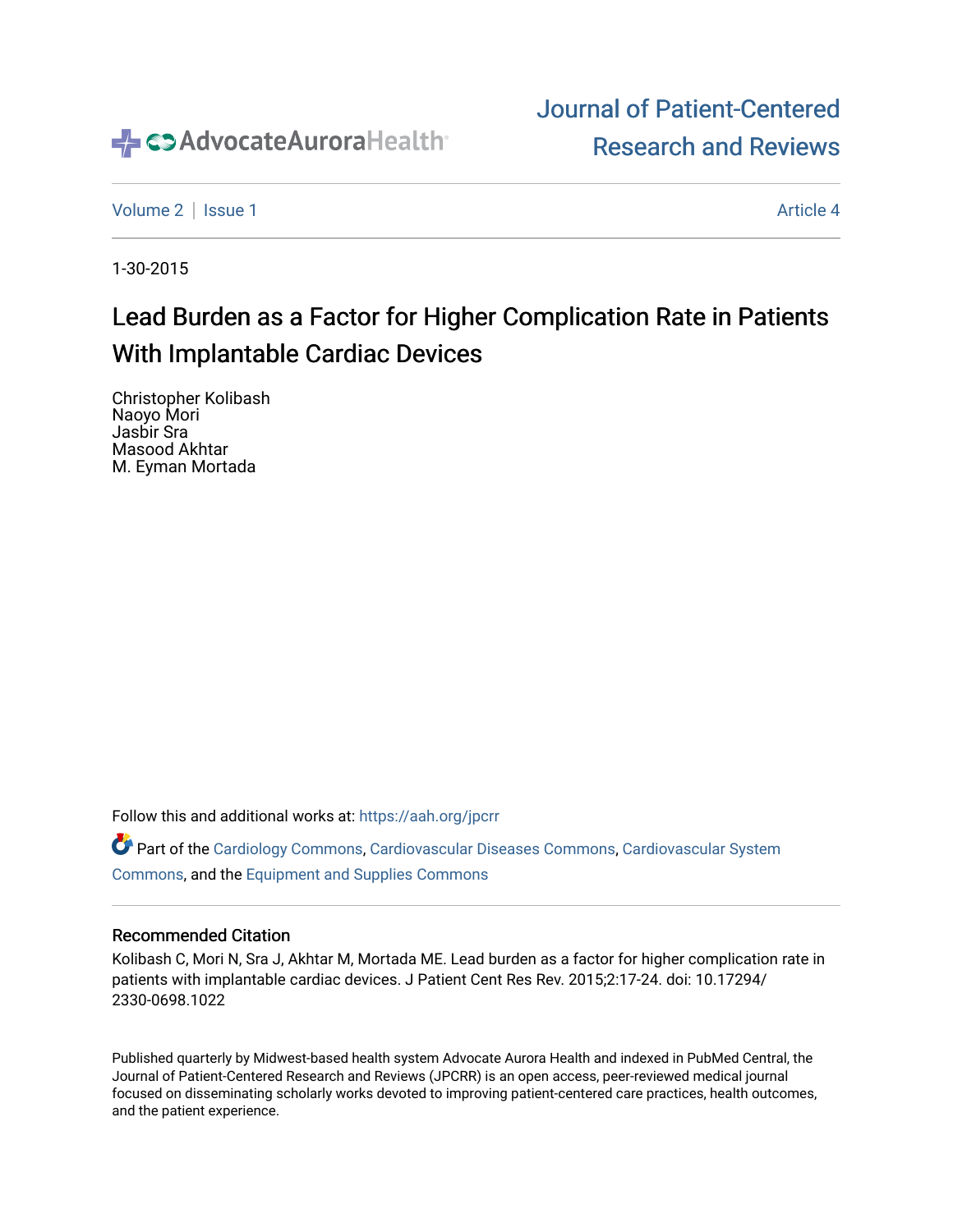AdvocateAuroraHealth

# Journal of Patient-Centered Research and Reviews

Volume 2 | Issue 1 | Article 4

1-30-2015

## Lead Burden as a Factor for Higher Complication Rate in Patients With Implantable Cardiac Devices

Christopher Kolibash
Naoyo Mori
Jasbir Sra
Masood Akhtar
M. Eyman Mortada

Follow this and additional works at: https://aah.org/jpcrr

Part of the Cardiology Commons, Cardiovascular Diseases Commons, Cardiovascular System Commons, and the Equipment and Supplies Commons

### Recommended Citation

Kolibash C, Mori N, Sra J, Akhtar M, Mortada ME. Lead burden as a factor for higher complication rate in patients with implantable cardiac devices. J Patient Cent Res Rev. 2015;2:17-24. doi: 10.17294/2330-0698.1022

Published quarterly by Midwest-based health system Advocate Aurora Health and indexed in PubMed Central, the Journal of Patient-Centered Research and Reviews (JPCRR) is an open access, peer-reviewed medical journal focused on disseminating scholarly works devoted to improving patient-centered care practices, health outcomes, and the patient experience.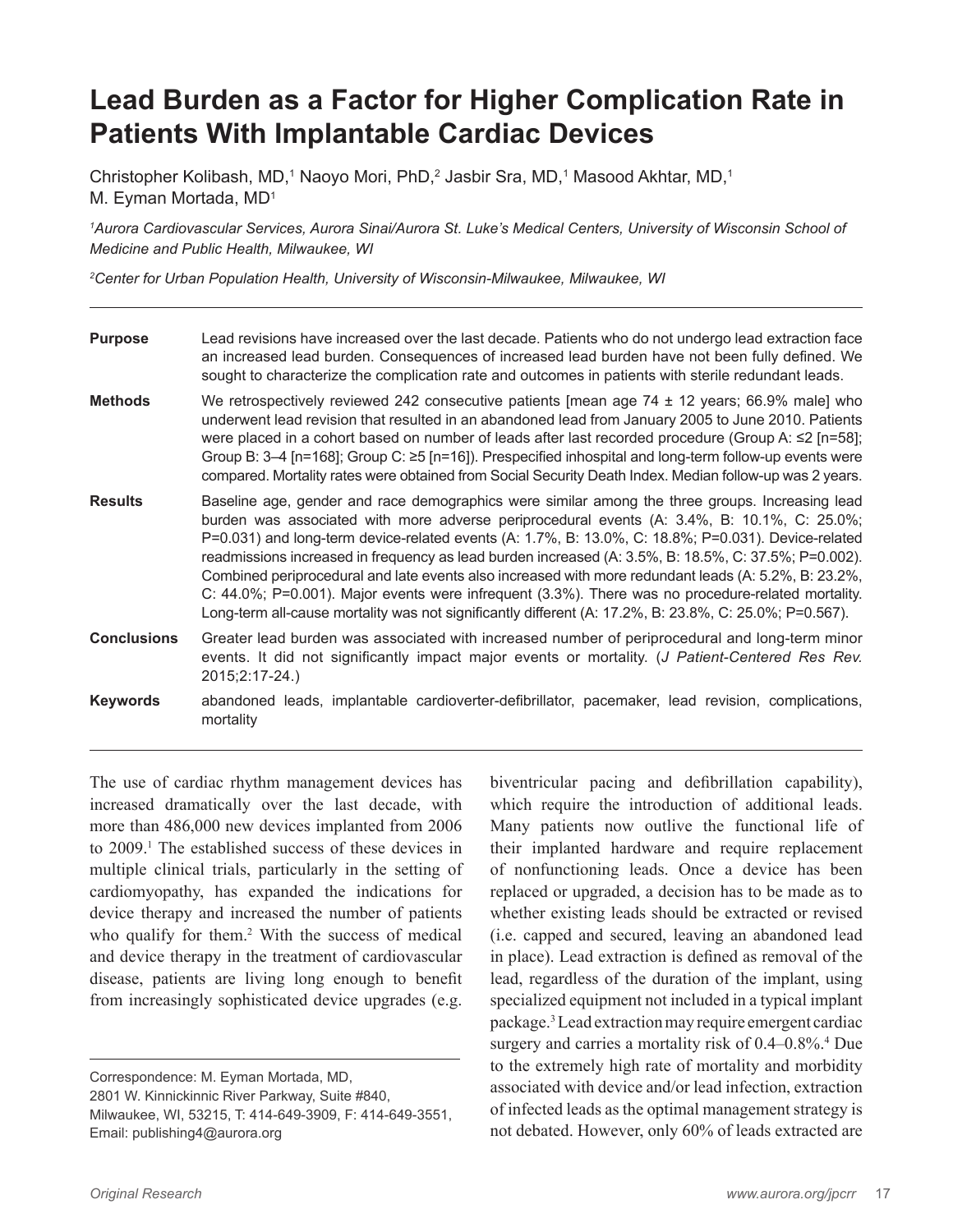# Lead Burden as a Factor for Higher Complication Rate in Patients With Implantable Cardiac Devices

Christopher Kolibash, MD,[1] Naoyo Mori, PhD,[2] Jasbir Sra, MD,[1] Masood Akhtar, MD,[1] M. Eyman Mortada, MD[1]

*[1]Aurora Cardiovascular Services, Aurora Sinai/Aurora St. Luke's Medical Centers, University of Wisconsin School of Medicine and Public Health, Milwaukee, WI*

*[2]Center for Urban Population Health, University of Wisconsin-Milwaukee, Milwaukee, WI*

---

**Purpose** Lead revisions have increased over the last decade. Patients who do not undergo lead extraction face an increased lead burden. Consequences of increased lead burden have not been fully defined. We sought to characterize the complication rate and outcomes in patients with sterile redundant leads.

**Methods** We retrospectively reviewed 242 consecutive patients [mean age 74 ± 12 years; 66.9% male] who underwent lead revision that resulted in an abandoned lead from January 2005 to June 2010. Patients were placed in a cohort based on number of leads after last recorded procedure (Group A: ≤2 [n=58]; Group B: 3–4 [n=168]; Group C: ≥5 [n=16]). Prespecified inhospital and long-term follow-up events were compared. Mortality rates were obtained from Social Security Death Index. Median follow-up was 2 years.

**Results** Baseline age, gender and race demographics were similar among the three groups. Increasing lead burden was associated with more adverse periprocedural events (A: 3.4%, B: 10.1%, C: 25.0%; P=0.031) and long-term device-related events (A: 1.7%, B: 13.0%, C: 18.8%; P=0.031). Device-related readmissions increased in frequency as lead burden increased (A: 3.5%, B: 18.5%, C: 37.5%; P=0.002). Combined periprocedural and late events also increased with more redundant leads (A: 5.2%, B: 23.2%, C: 44.0%; P=0.001). Major events were infrequent (3.3%). There was no procedure-related mortality. Long-term all-cause mortality was not significantly different (A: 17.2%, B: 23.8%, C: 25.0%; P=0.567).

**Conclusions** Greater lead burden was associated with increased number of periprocedural and long-term minor events. It did not significantly impact major events or mortality. (*J Patient-Centered Res Rev.* 2015;2:17-24.)

**Keywords** abandoned leads, implantable cardioverter-defibrillator, pacemaker, lead revision, complications, mortality

---

The use of cardiac rhythm management devices has increased dramatically over the last decade, with more than 486,000 new devices implanted from 2006 to 2009.[1] The established success of these devices in multiple clinical trials, particularly in the setting of cardiomyopathy, has expanded the indications for device therapy and increased the number of patients who qualify for them.[2] With the success of medical and device therapy in the treatment of cardiovascular disease, patients are living long enough to benefit from increasingly sophisticated device upgrades (e.g. biventricular pacing and defibrillation capability), which require the introduction of additional leads. Many patients now outlive the functional life of their implanted hardware and require replacement of nonfunctioning leads. Once a device has been replaced or upgraded, a decision has to be made as to whether existing leads should be extracted or revised (i.e. capped and secured, leaving an abandoned lead in place). Lead extraction is defined as removal of the lead, regardless of the duration of the implant, using specialized equipment not included in a typical implant package.[3] Lead extraction may require emergent cardiac surgery and carries a mortality risk of 0.4–0.8%.[4] Due to the extremely high rate of mortality and morbidity associated with device and/or lead infection, extraction of infected leads as the optimal management strategy is not debated. However, only 60% of leads extracted are

Correspondence: M. Eyman Mortada, MD,
2801 W. Kinnickinnic River Parkway, Suite #840,
Milwaukee, WI, 53215, T: 414-649-3909, F: 414-649-3551,
Email: publishing4@aurora.org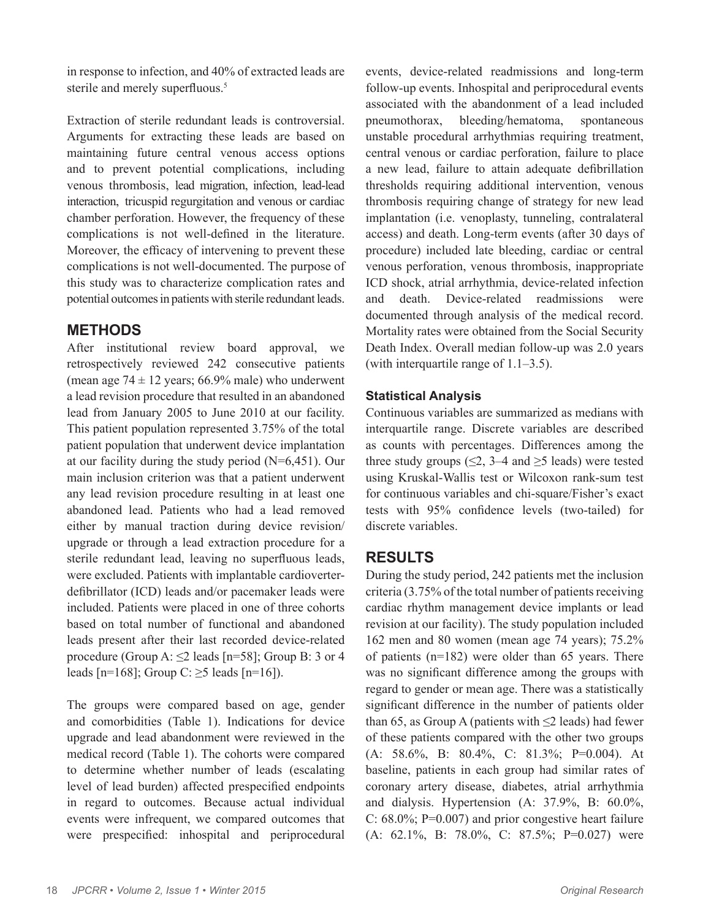in response to infection, and 40% of extracted leads are sterile and merely superfluous.[5]

Extraction of sterile redundant leads is controversial. Arguments for extracting these leads are based on maintaining future central venous access options and to prevent potential complications, including venous thrombosis, lead migration, infection, lead-lead interaction, tricuspid regurgitation and venous or cardiac chamber perforation. However, the frequency of these complications is not well-defined in the literature. Moreover, the efficacy of intervening to prevent these complications is not well-documented. The purpose of this study was to characterize complication rates and potential outcomes in patients with sterile redundant leads.

## METHODS

After institutional review board approval, we retrospectively reviewed 242 consecutive patients (mean age 74 ± 12 years; 66.9% male) who underwent a lead revision procedure that resulted in an abandoned lead from January 2005 to June 2010 at our facility. This patient population represented 3.75% of the total patient population that underwent device implantation at our facility during the study period (N=6,451). Our main inclusion criterion was that a patient underwent any lead revision procedure resulting in at least one abandoned lead. Patients who had a lead removed either by manual traction during device revision/upgrade or through a lead extraction procedure for a sterile redundant lead, leaving no superfluous leads, were excluded. Patients with implantable cardioverter-defibrillator (ICD) leads and/or pacemaker leads were included. Patients were placed in one of three cohorts based on total number of functional and abandoned leads present after their last recorded device-related procedure (Group A: ≤2 leads [n=58]; Group B: 3 or 4 leads [n=168]; Group C: ≥5 leads [n=16]).

The groups were compared based on age, gender and comorbidities (Table 1). Indications for device upgrade and lead abandonment were reviewed in the medical record (Table 1). The cohorts were compared to determine whether number of leads (escalating level of lead burden) affected prespecified endpoints in regard to outcomes. Because actual individual events were infrequent, we compared outcomes that were prespecified: inhospital and periprocedural events, device-related readmissions and long-term follow-up events. Inhospital and periprocedural events associated with the abandonment of a lead included pneumothorax, bleeding/hematoma, spontaneous unstable procedural arrhythmias requiring treatment, central venous or cardiac perforation, failure to place a new lead, failure to attain adequate defibrillation thresholds requiring additional intervention, venous thrombosis requiring change of strategy for new lead implantation (i.e. venoplasty, tunneling, contralateral access) and death. Long-term events (after 30 days of procedure) included late bleeding, cardiac or central venous perforation, venous thrombosis, inappropriate ICD shock, atrial arrhythmia, device-related infection and death. Device-related readmissions were documented through analysis of the medical record. Mortality rates were obtained from the Social Security Death Index. Overall median follow-up was 2.0 years (with interquartile range of 1.1–3.5).

### Statistical Analysis

Continuous variables are summarized as medians with interquartile range. Discrete variables are described as counts with percentages. Differences among the three study groups (≤2, 3–4 and ≥5 leads) were tested using Kruskal-Wallis test or Wilcoxon rank-sum test for continuous variables and chi-square/Fisher's exact tests with 95% confidence levels (two-tailed) for discrete variables.

## RESULTS

During the study period, 242 patients met the inclusion criteria (3.75% of the total number of patients receiving cardiac rhythm management device implants or lead revision at our facility). The study population included 162 men and 80 women (mean age 74 years); 75.2% of patients (n=182) were older than 65 years. There was no significant difference among the groups with regard to gender or mean age. There was a statistically significant difference in the number of patients older than 65, as Group A (patients with ≤2 leads) had fewer of these patients compared with the other two groups (A: 58.6%, B: 80.4%, C: 81.3%; P=0.004). At baseline, patients in each group had similar rates of coronary artery disease, diabetes, atrial arrhythmia and dialysis. Hypertension (A: 37.9%, B: 60.0%, C: 68.0%; P=0.007) and prior congestive heart failure (A: 62.1%, B: 78.0%, C: 87.5%; P=0.027) were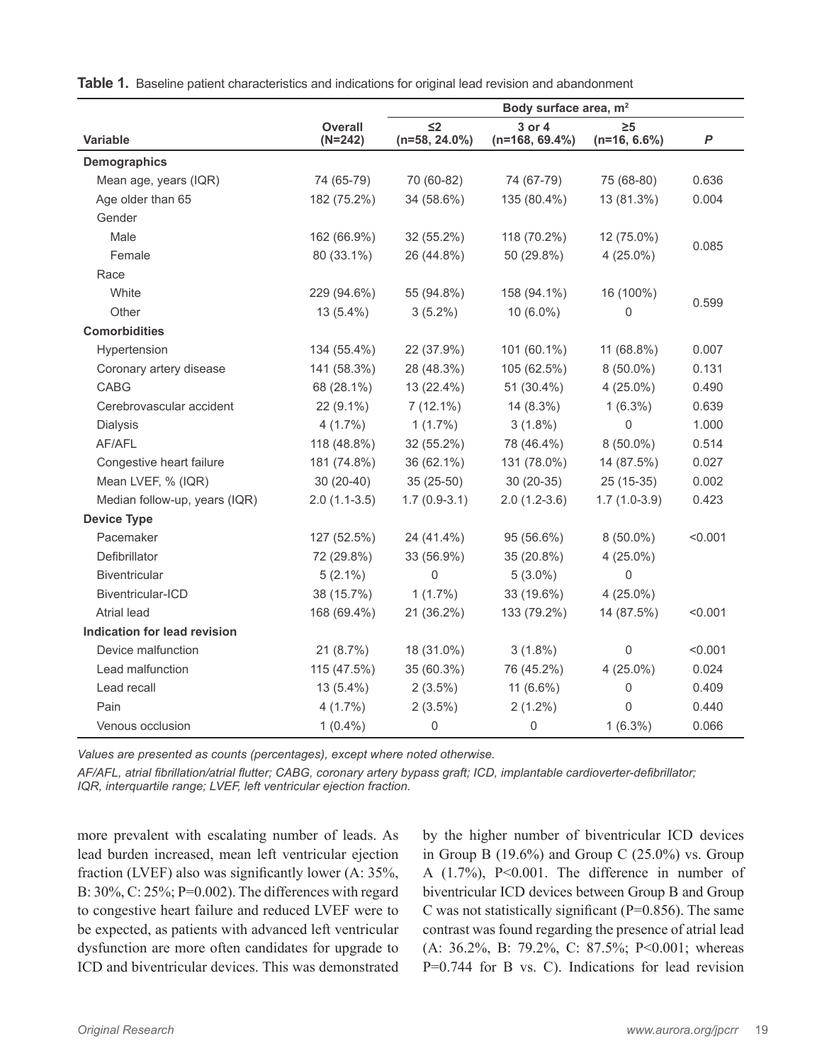**Table 1.** Baseline patient characteristics and indications for original lead revision and abandonment

| Variable | Overall (N=242) | Body surface area, m² ≤2 (n=58, 24.0%) | 3 or 4 (n=168, 69.4%) | ≥5 (n=16, 6.6%) | *P* |
|---|---|---|---|---|---|
| **Demographics** | | | | | |
| Mean age, years (IQR) | 74 (65-79) | 70 (60-82) | 74 (67-79) | 75 (68-80) | 0.636 |
| Age older than 65 | 182 (75.2%) | 34 (58.6%) | 135 (80.4%) | 13 (81.3%) | 0.004 |
| Gender | | | | | |
| Male | 162 (66.9%) | 32 (55.2%) | 118 (70.2%) | 12 (75.0%) | 0.085 |
| Female | 80 (33.1%) | 26 (44.8%) | 50 (29.8%) | 4 (25.0%) | |
| Race | | | | | |
| White | 229 (94.6%) | 55 (94.8%) | 158 (94.1%) | 16 (100%) | 0.599 |
| Other | 13 (5.4%) | 3 (5.2%) | 10 (6.0%) | 0 | |
| **Comorbidities** | | | | | |
| Hypertension | 134 (55.4%) | 22 (37.9%) | 101 (60.1%) | 11 (68.8%) | 0.007 |
| Coronary artery disease | 141 (58.3%) | 28 (48.3%) | 105 (62.5%) | 8 (50.0%) | 0.131 |
| CABG | 68 (28.1%) | 13 (22.4%) | 51 (30.4%) | 4 (25.0%) | 0.490 |
| Cerebrovascular accident | 22 (9.1%) | 7 (12.1%) | 14 (8.3%) | 1 (6.3%) | 0.639 |
| Dialysis | 4 (1.7%) | 1 (1.7%) | 3 (1.8%) | 0 | 1.000 |
| AF/AFL | 118 (48.8%) | 32 (55.2%) | 78 (46.4%) | 8 (50.0%) | 0.514 |
| Congestive heart failure | 181 (74.8%) | 36 (62.1%) | 131 (78.0%) | 14 (87.5%) | 0.027 |
| Mean LVEF, % (IQR) | 30 (20-40) | 35 (25-50) | 30 (20-35) | 25 (15-35) | 0.002 |
| Median follow-up, years (IQR) | 2.0 (1.1-3.5) | 1.7 (0.9-3.1) | 2.0 (1.2-3.6) | 1.7 (1.0-3.9) | 0.423 |
| **Device Type** | | | | | |
| Pacemaker | 127 (52.5%) | 24 (41.4%) | 95 (56.6%) | 8 (50.0%) | <0.001 |
| Defibrillator | 72 (29.8%) | 33 (56.9%) | 35 (20.8%) | 4 (25.0%) | |
| Biventricular | 5 (2.1%) | 0 | 5 (3.0%) | 0 | |
| Biventricular-ICD | 38 (15.7%) | 1 (1.7%) | 33 (19.6%) | 4 (25.0%) | |
| Atrial lead | 168 (69.4%) | 21 (36.2%) | 133 (79.2%) | 14 (87.5%) | <0.001 |
| **Indication for lead revision** | | | | | |
| Device malfunction | 21 (8.7%) | 18 (31.0%) | 3 (1.8%) | 0 | <0.001 |
| Lead malfunction | 115 (47.5%) | 35 (60.3%) | 76 (45.2%) | 4 (25.0%) | 0.024 |
| Lead recall | 13 (5.4%) | 2 (3.5%) | 11 (6.6%) | 0 | 0.409 |
| Pain | 4 (1.7%) | 2 (3.5%) | 2 (1.2%) | 0 | 0.440 |
| Venous occlusion | 1 (0.4%) | 0 | 0 | 1 (6.3%) | 0.066 |

*Values are presented as counts (percentages), except where noted otherwise.*

*AF/AFL, atrial fibrillation/atrial flutter; CABG, coronary artery bypass graft; ICD, implantable cardioverter-defibrillator; IQR, interquartile range; LVEF, left ventricular ejection fraction.*

more prevalent with escalating number of leads. As lead burden increased, mean left ventricular ejection fraction (LVEF) also was significantly lower (A: 35%, B: 30%, C: 25%; P=0.002). The differences with regard to congestive heart failure and reduced LVEF were to be expected, as patients with advanced left ventricular dysfunction are more often candidates for upgrade to ICD and biventricular devices. This was demonstrated by the higher number of biventricular ICD devices in Group B (19.6%) and Group C (25.0%) vs. Group A (1.7%), P<0.001. The difference in number of biventricular ICD devices between Group B and Group C was not statistically significant (P=0.856). The same contrast was found regarding the presence of atrial lead (A: 36.2%, B: 79.2%, C: 87.5%; P<0.001; whereas P=0.744 for B vs. C). Indications for lead revision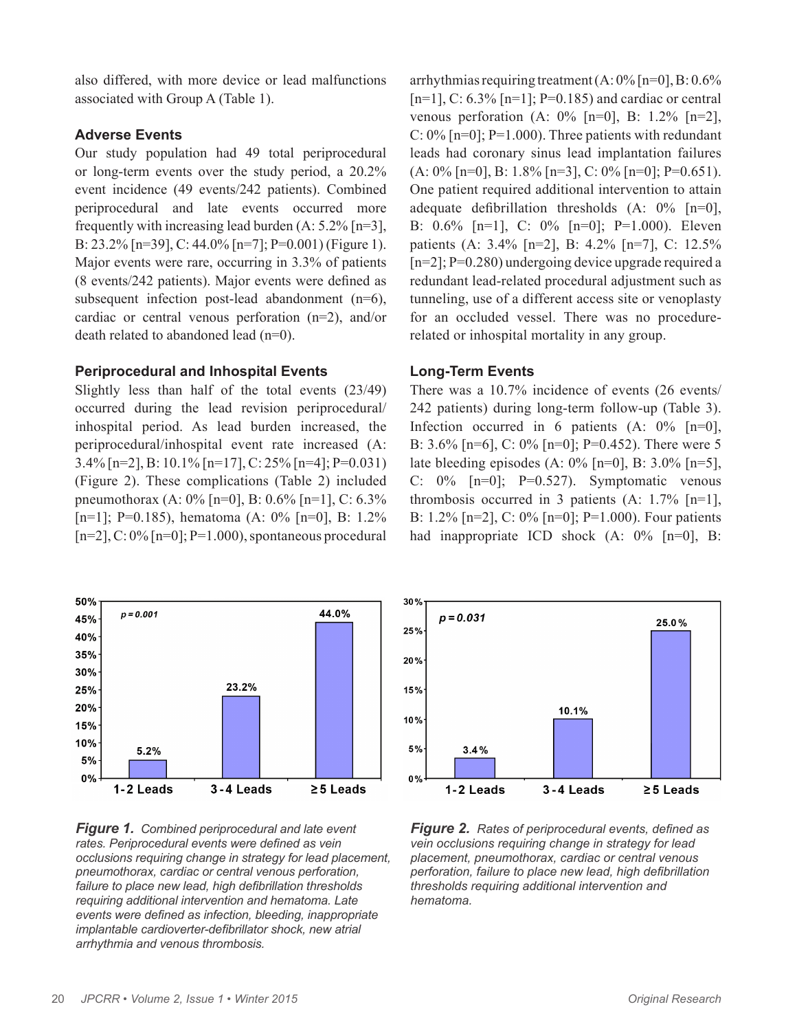also differed, with more device or lead malfunctions associated with Group A (Table 1).

### Adverse Events

Our study population had 49 total periprocedural or long-term events over the study period, a 20.2% event incidence (49 events/242 patients). Combined periprocedural and late events occurred more frequently with increasing lead burden (A: 5.2% [n=3], B: 23.2% [n=39], C: 44.0% [n=7]; P=0.001) (Figure 1). Major events were rare, occurring in 3.3% of patients (8 events/242 patients). Major events were defined as subsequent infection post-lead abandonment (n=6), cardiac or central venous perforation (n=2), and/or death related to abandoned lead (n=0).

### Periprocedural and Inhospital Events

Slightly less than half of the total events (23/49) occurred during the lead revision periprocedural/inhospital period. As lead burden increased, the periprocedural/inhospital event rate increased (A: 3.4% [n=2], B: 10.1% [n=17], C: 25% [n=4]; P=0.031) (Figure 2). These complications (Table 2) included pneumothorax (A: 0% [n=0], B: 0.6% [n=1], C: 6.3% [n=1]; P=0.185), hematoma (A: 0% [n=0], B: 1.2% [n=2], C: 0% [n=0]; P=1.000), spontaneous procedural arrhythmias requiring treatment (A: 0% [n=0], B: 0.6% [n=1], C: 6.3% [n=1]; P=0.185) and cardiac or central venous perforation (A: 0% [n=0], B: 1.2% [n=2], C: 0% [n=0]; P=1.000). Three patients with redundant leads had coronary sinus lead implantation failures (A: 0% [n=0], B: 1.8% [n=3], C: 0% [n=0]; P=0.651). One patient required additional intervention to attain adequate defibrillation thresholds (A: 0% [n=0], B: 0.6% [n=1], C: 0% [n=0]; P=1.000). Eleven patients (A: 3.4% [n=2], B: 4.2% [n=7], C: 12.5% [n=2]; P=0.280) undergoing device upgrade required a redundant lead-related procedural adjustment such as tunneling, use of a different access site or venoplasty for an occluded vessel. There was no procedure-related or inhospital mortality in any group.

### Long-Term Events

There was a 10.7% incidence of events (26 events/242 patients) during long-term follow-up (Table 3). Infection occurred in 6 patients (A: 0% [n=0], B: 3.6% [n=6], C: 0% [n=0]; P=0.452). There were 5 late bleeding episodes (A: 0% [n=0], B: 3.0% [n=5], C: 0% [n=0]; P=0.527). Symptomatic venous thrombosis occurred in 3 patients (A: 1.7% [n=1], B: 1.2% [n=2], C: 0% [n=0]; P=1.000). Four patients had inappropriate ICD shock (A: 0% [n=0], B:

| | 1-2 Leads | 3-4 Leads | ≥5 Leads |
|---|---|---|---|
| Combined event rate (p = 0.001) | 5.2% | 23.2% | 44.0% |

***Figure 1.*** *Combined periprocedural and late event rates. Periprocedural events were defined as vein occlusions requiring change in strategy for lead placement, pneumothorax, cardiac or central venous perforation, failure to place new lead, high defibrillation thresholds requiring additional intervention and hematoma. Late events were defined as infection, bleeding, inappropriate implantable cardioverter-defibrillator shock, new atrial arrhythmia and venous thrombosis.*

| | 1-2 Leads | 3-4 Leads | ≥5 Leads |
|---|---|---|---|
| Periprocedural event rate (p = 0.031) | 3.4% | 10.1% | 25.0% |

***Figure 2.*** *Rates of periprocedural events, defined as vein occlusions requiring change in strategy for lead placement, pneumothorax, cardiac or central venous perforation, failure to place new lead, high defibrillation thresholds requiring additional intervention and hematoma.*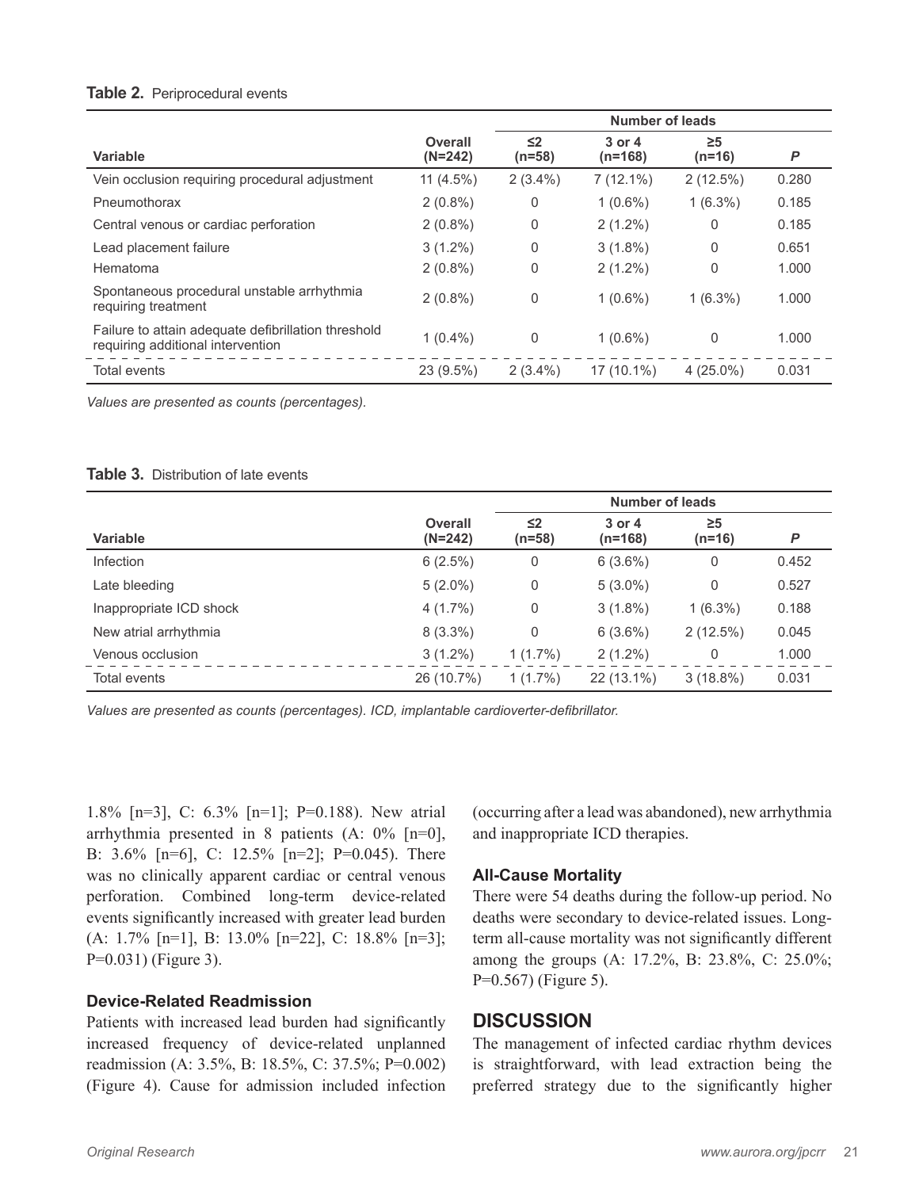**Table 2.** Periprocedural events

| Variable | Overall (N=242) | Number of leads ≤2 (n=58) | 3 or 4 (n=168) | ≥5 (n=16) | *P* |
|---|---|---|---|---|---|
| Vein occlusion requiring procedural adjustment | 11 (4.5%) | 2 (3.4%) | 7 (12.1%) | 2 (12.5%) | 0.280 |
| Pneumothorax | 2 (0.8%) | 0 | 1 (0.6%) | 1 (6.3%) | 0.185 |
| Central venous or cardiac perforation | 2 (0.8%) | 0 | 2 (1.2%) | 0 | 0.185 |
| Lead placement failure | 3 (1.2%) | 0 | 3 (1.8%) | 0 | 0.651 |
| Hematoma | 2 (0.8%) | 0 | 2 (1.2%) | 0 | 1.000 |
| Spontaneous procedural unstable arrhythmia requiring treatment | 2 (0.8%) | 0 | 1 (0.6%) | 1 (6.3%) | 1.000 |
| Failure to attain adequate defibrillation threshold requiring additional intervention | 1 (0.4%) | 0 | 1 (0.6%) | 0 | 1.000 |
| Total events | 23 (9.5%) | 2 (3.4%) | 17 (10.1%) | 4 (25.0%) | 0.031 |

*Values are presented as counts (percentages).*

**Table 3.** Distribution of late events

| Variable | Overall (N=242) | Number of leads ≤2 (n=58) | 3 or 4 (n=168) | ≥5 (n=16) | *P* |
|---|---|---|---|---|---|
| Infection | 6 (2.5%) | 0 | 6 (3.6%) | 0 | 0.452 |
| Late bleeding | 5 (2.0%) | 0 | 5 (3.0%) | 0 | 0.527 |
| Inappropriate ICD shock | 4 (1.7%) | 0 | 3 (1.8%) | 1 (6.3%) | 0.188 |
| New atrial arrhythmia | 8 (3.3%) | 0 | 6 (3.6%) | 2 (12.5%) | 0.045 |
| Venous occlusion | 3 (1.2%) | 1 (1.7%) | 2 (1.2%) | 0 | 1.000 |
| Total events | 26 (10.7%) | 1 (1.7%) | 22 (13.1%) | 3 (18.8%) | 0.031 |

*Values are presented as counts (percentages). ICD, implantable cardioverter-defibrillator.*

1.8% [n=3], C: 6.3% [n=1]; P=0.188). New atrial arrhythmia presented in 8 patients (A: 0% [n=0], B: 3.6% [n=6], C: 12.5% [n=2]; P=0.045). There was no clinically apparent cardiac or central venous perforation. Combined long-term device-related events significantly increased with greater lead burden (A: 1.7% [n=1], B: 13.0% [n=22], C: 18.8% [n=3]; P=0.031) (Figure 3).

### Device-Related Readmission

Patients with increased lead burden had significantly increased frequency of device-related unplanned readmission (A: 3.5%, B: 18.5%, C: 37.5%; P=0.002) (Figure 4). Cause for admission included infection (occurring after a lead was abandoned), new arrhythmia and inappropriate ICD therapies.

### All-Cause Mortality

There were 54 deaths during the follow-up period. No deaths were secondary to device-related issues. Long-term all-cause mortality was not significantly different among the groups (A: 17.2%, B: 23.8%, C: 25.0%; P=0.567) (Figure 5).

## DISCUSSION

The management of infected cardiac rhythm devices is straightforward, with lead extraction being the preferred strategy due to the significantly higher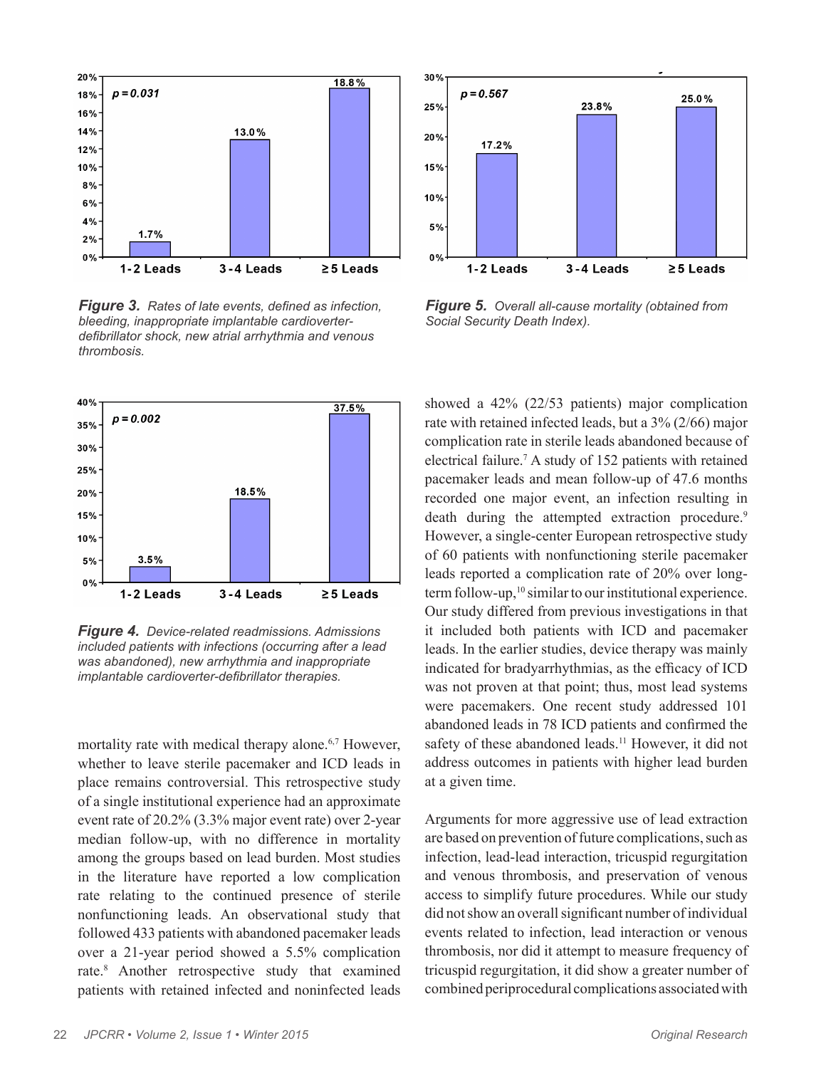**Figure 3.** *Rates of late events, defined as infection, bleeding, inappropriate implantable cardioverter-defibrillator shock, new atrial arrhythmia and venous thrombosis.*

**Figure 4.** *Device-related readmissions. Admissions included patients with infections (occurring after a lead was abandoned), new arrhythmia and inappropriate implantable cardioverter-defibrillator therapies.*

**Figure 5.** *Overall all-cause mortality (obtained from Social Security Death Index).*

mortality rate with medical therapy alone.[6,7] However, whether to leave sterile pacemaker and ICD leads in place remains controversial. This retrospective study of a single institutional experience had an approximate event rate of 20.2% (3.3% major event rate) over 2-year median follow-up, with no difference in mortality among the groups based on lead burden. Most studies in the literature have reported a low complication rate relating to the continued presence of sterile nonfunctioning leads. An observational study that followed 433 patients with abandoned pacemaker leads over a 21-year period showed a 5.5% complication rate.[8] Another retrospective study that examined patients with retained infected and noninfected leads showed a 42% (22/53 patients) major complication rate with retained infected leads, but a 3% (2/66) major complication rate in sterile leads abandoned because of electrical failure.[7] A study of 152 patients with retained pacemaker leads and mean follow-up of 47.6 months recorded one major event, an infection resulting in death during the attempted extraction procedure.[9] However, a single-center European retrospective study of 60 patients with nonfunctioning sterile pacemaker leads reported a complication rate of 20% over long-term follow-up,[10] similar to our institutional experience. Our study differed from previous investigations in that it included both patients with ICD and pacemaker leads. In the earlier studies, device therapy was mainly indicated for bradyarrhythmias, as the efficacy of ICD was not proven at that point; thus, most lead systems were pacemakers. One recent study addressed 101 abandoned leads in 78 ICD patients and confirmed the safety of these abandoned leads.[11] However, it did not address outcomes in patients with higher lead burden at a given time.

Arguments for more aggressive use of lead extraction are based on prevention of future complications, such as infection, lead-lead interaction, tricuspid regurgitation and venous thrombosis, and preservation of venous access to simplify future procedures. While our study did not show an overall significant number of individual events related to infection, lead interaction or venous thrombosis, nor did it attempt to measure frequency of tricuspid regurgitation, it did show a greater number of combined periprocedural complications associated with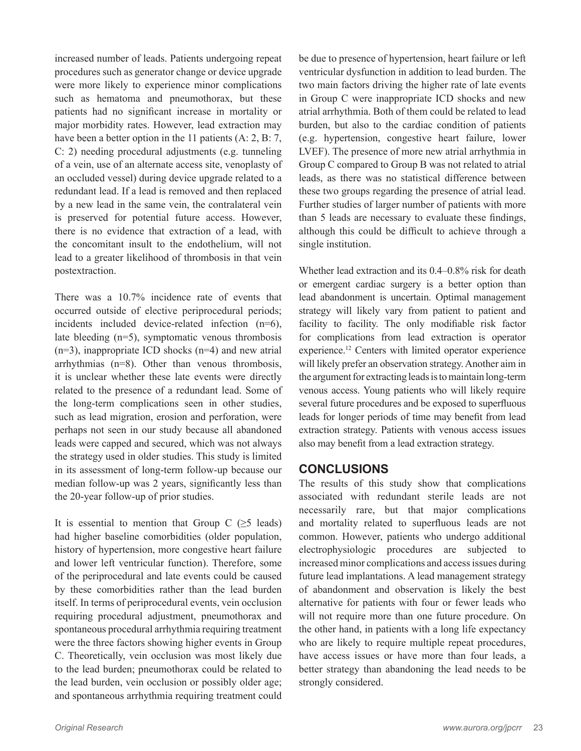increased number of leads. Patients undergoing repeat procedures such as generator change or device upgrade were more likely to experience minor complications such as hematoma and pneumothorax, but these patients had no significant increase in mortality or major morbidity rates. However, lead extraction may have been a better option in the 11 patients (A: 2, B: 7, C: 2) needing procedural adjustments (e.g. tunneling of a vein, use of an alternate access site, venoplasty of an occluded vessel) during device upgrade related to a redundant lead. If a lead is removed and then replaced by a new lead in the same vein, the contralateral vein is preserved for potential future access. However, there is no evidence that extraction of a lead, with the concomitant insult to the endothelium, will not lead to a greater likelihood of thrombosis in that vein postextraction.

There was a 10.7% incidence rate of events that occurred outside of elective periprocedural periods; incidents included device-related infection (n=6), late bleeding (n=5), symptomatic venous thrombosis (n=3), inappropriate ICD shocks (n=4) and new atrial arrhythmias (n=8). Other than venous thrombosis, it is unclear whether these late events were directly related to the presence of a redundant lead. Some of the long-term complications seen in other studies, such as lead migration, erosion and perforation, were perhaps not seen in our study because all abandoned leads were capped and secured, which was not always the strategy used in older studies. This study is limited in its assessment of long-term follow-up because our median follow-up was 2 years, significantly less than the 20-year follow-up of prior studies.

It is essential to mention that Group C ($\geq$5 leads) had higher baseline comorbidities (older population, history of hypertension, more congestive heart failure and lower left ventricular function). Therefore, some of the periprocedural and late events could be caused by these comorbidities rather than the lead burden itself. In terms of periprocedural events, vein occlusion requiring procedural adjustment, pneumothorax and spontaneous procedural arrhythmia requiring treatment were the three factors showing higher events in Group C. Theoretically, vein occlusion was most likely due to the lead burden; pneumothorax could be related to the lead burden, vein occlusion or possibly older age; and spontaneous arrhythmia requiring treatment could be due to presence of hypertension, heart failure or left ventricular dysfunction in addition to lead burden. The two main factors driving the higher rate of late events in Group C were inappropriate ICD shocks and new atrial arrhythmia. Both of them could be related to lead burden, but also to the cardiac condition of patients (e.g. hypertension, congestive heart failure, lower LVEF). The presence of more new atrial arrhythmia in Group C compared to Group B was not related to atrial leads, as there was no statistical difference between these two groups regarding the presence of atrial lead. Further studies of larger number of patients with more than 5 leads are necessary to evaluate these findings, although this could be difficult to achieve through a single institution.

Whether lead extraction and its 0.4–0.8% risk for death or emergent cardiac surgery is a better option than lead abandonment is uncertain. Optimal management strategy will likely vary from patient to patient and facility to facility. The only modifiable risk factor for complications from lead extraction is operator experience.[12] Centers with limited operator experience will likely prefer an observation strategy. Another aim in the argument for extracting leads is to maintain long-term venous access. Young patients who will likely require several future procedures and be exposed to superfluous leads for longer periods of time may benefit from lead extraction strategy. Patients with venous access issues also may benefit from a lead extraction strategy.

## CONCLUSIONS

The results of this study show that complications associated with redundant sterile leads are not necessarily rare, but that major complications and mortality related to superfluous leads are not common. However, patients who undergo additional electrophysiologic procedures are subjected to increased minor complications and access issues during future lead implantations. A lead management strategy of abandonment and observation is likely the best alternative for patients with four or fewer leads who will not require more than one future procedure. On the other hand, in patients with a long life expectancy who are likely to require multiple repeat procedures, have access issues or have more than four leads, a better strategy than abandoning the lead needs to be strongly considered.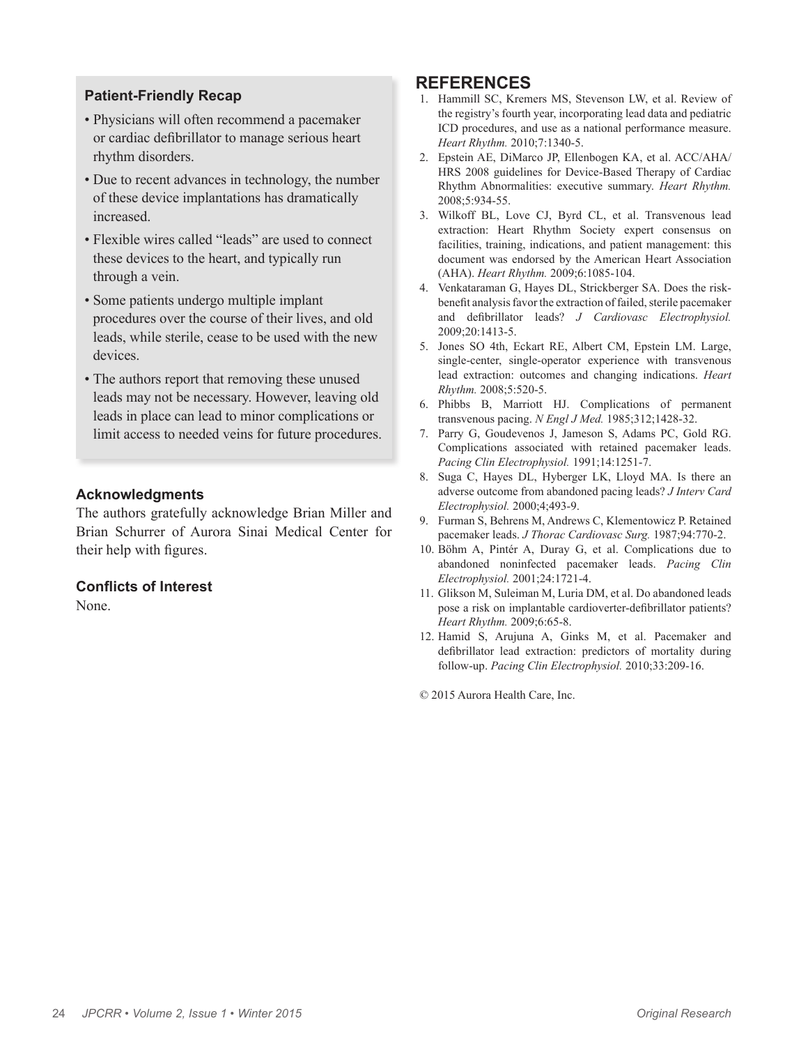### Patient-Friendly Recap

- Physicians will often recommend a pacemaker or cardiac defibrillator to manage serious heart rhythm disorders.
- Due to recent advances in technology, the number of these device implantations has dramatically increased.
- Flexible wires called "leads" are used to connect these devices to the heart, and typically run through a vein.
- Some patients undergo multiple implant procedures over the course of their lives, and old leads, while sterile, cease to be used with the new devices.
- The authors report that removing these unused leads may not be necessary. However, leaving old leads in place can lead to minor complications or limit access to needed veins for future procedures.

### Acknowledgments

The authors gratefully acknowledge Brian Miller and Brian Schurrer of Aurora Sinai Medical Center for their help with figures.

### Conflicts of Interest

None.

## REFERENCES

1. Hammill SC, Kremers MS, Stevenson LW, et al. Review of the registry's fourth year, incorporating lead data and pediatric ICD procedures, and use as a national performance measure. *Heart Rhythm.* 2010;7:1340-5.
2. Epstein AE, DiMarco JP, Ellenbogen KA, et al. ACC/AHA/HRS 2008 guidelines for Device-Based Therapy of Cardiac Rhythm Abnormalities: executive summary. *Heart Rhythm.* 2008;5:934-55.
3. Wilkoff BL, Love CJ, Byrd CL, et al. Transvenous lead extraction: Heart Rhythm Society expert consensus on facilities, training, indications, and patient management: this document was endorsed by the American Heart Association (AHA). *Heart Rhythm.* 2009;6:1085-104.
4. Venkataraman G, Hayes DL, Strickberger SA. Does the risk-benefit analysis favor the extraction of failed, sterile pacemaker and defibrillator leads? *J Cardiovasc Electrophysiol.* 2009;20:1413-5.
5. Jones SO 4th, Eckart RE, Albert CM, Epstein LM. Large, single-center, single-operator experience with transvenous lead extraction: outcomes and changing indications. *Heart Rhythm.* 2008;5:520-5.
6. Phibbs B, Marriott HJ. Complications of permanent transvenous pacing. *N Engl J Med.* 1985;312;1428-32.
7. Parry G, Goudevenos J, Jameson S, Adams PC, Gold RG. Complications associated with retained pacemaker leads. *Pacing Clin Electrophysiol.* 1991;14:1251-7.
8. Suga C, Hayes DL, Hyberger LK, Lloyd MA. Is there an adverse outcome from abandoned pacing leads? *J Interv Card Electrophysiol.* 2000;4;493-9.
9. Furman S, Behrens M, Andrews C, Klementowicz P. Retained pacemaker leads. *J Thorac Cardiovasc Surg.* 1987;94:770-2.
10. Böhm A, Pintér A, Duray G, et al. Complications due to abandoned noninfected pacemaker leads. *Pacing Clin Electrophysiol.* 2001;24:1721-4.
11. Glikson M, Suleiman M, Luria DM, et al. Do abandoned leads pose a risk on implantable cardioverter-defibrillator patients? *Heart Rhythm.* 2009;6:65-8.
12. Hamid S, Arujuna A, Ginks M, et al. Pacemaker and defibrillator lead extraction: predictors of mortality during follow-up. *Pacing Clin Electrophysiol.* 2010;33:209-16.

© 2015 Aurora Health Care, Inc.